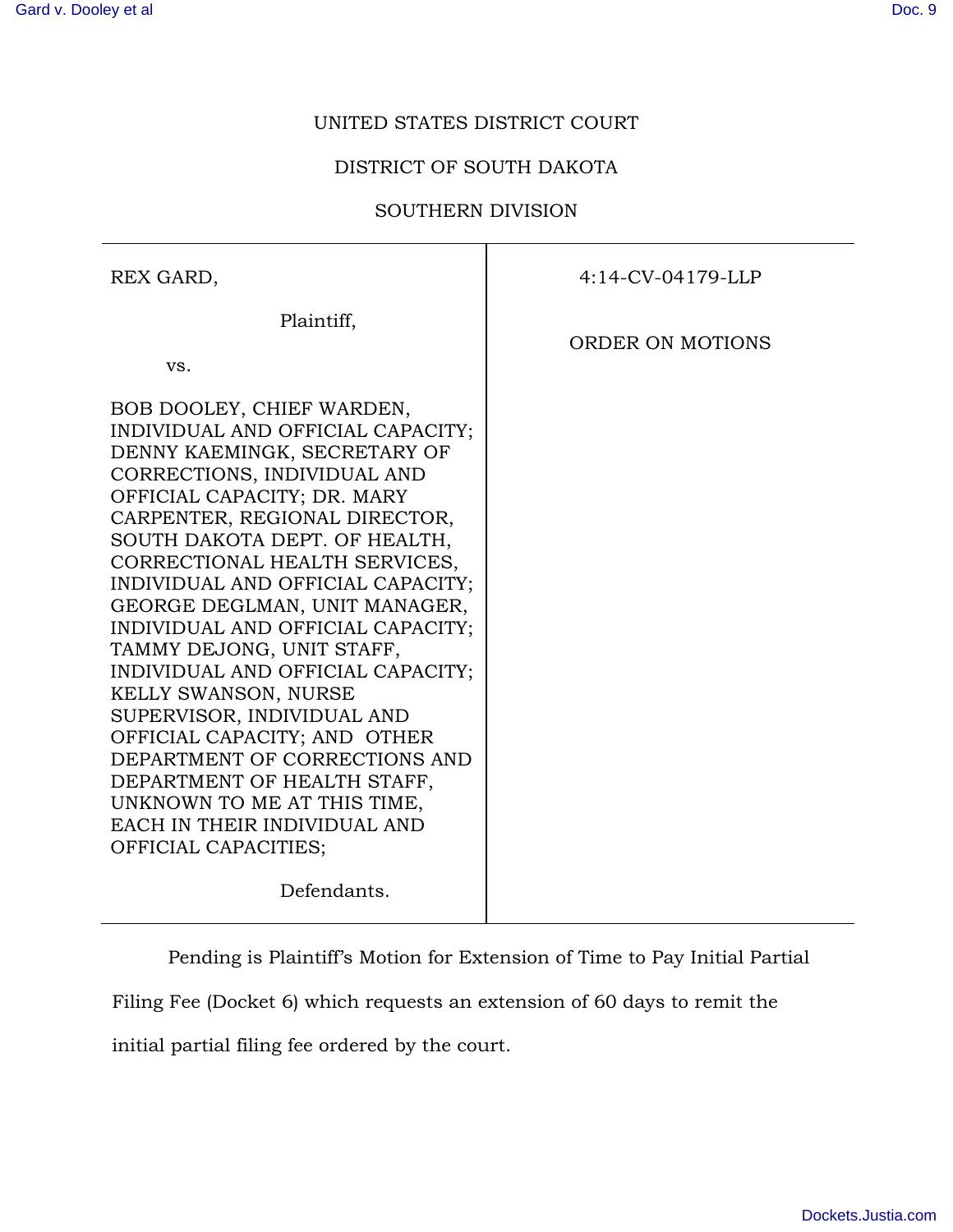UNITED STATES DISTRICT COURT

DISTRICT OF SOUTH DAKOTA

SOUTHERN DIVISION

| | |
|---|---|
| REX GARD,<br><br>Plaintiff,<br><br>vs.<br><br>BOB DOOLEY, CHIEF WARDEN, INDIVIDUAL AND OFFICIAL CAPACITY; DENNY KAEMINGK, SECRETARY OF CORRECTIONS, INDIVIDUAL AND OFFICIAL CAPACITY; DR. MARY CARPENTER, REGIONAL DIRECTOR, SOUTH DAKOTA DEPT. OF HEALTH, CORRECTIONAL HEALTH SERVICES, INDIVIDUAL AND OFFICIAL CAPACITY; GEORGE DEGLMAN, UNIT MANAGER, INDIVIDUAL AND OFFICIAL CAPACITY; TAMMY DEJONG, UNIT STAFF, INDIVIDUAL AND OFFICIAL CAPACITY; KELLY SWANSON, NURSE SUPERVISOR, INDIVIDUAL AND OFFICIAL CAPACITY; AND OTHER DEPARTMENT OF CORRECTIONS AND DEPARTMENT OF HEALTH STAFF, UNKNOWN TO ME AT THIS TIME, EACH IN THEIR INDIVIDUAL AND OFFICIAL CAPACITIES;<br><br>Defendants. | 4:14-CV-04179-LLP<br><br>ORDER ON MOTIONS |

Pending is Plaintiff's Motion for Extension of Time to Pay Initial Partial Filing Fee (Docket 6) which requests an extension of 60 days to remit the initial partial filing fee ordered by the court.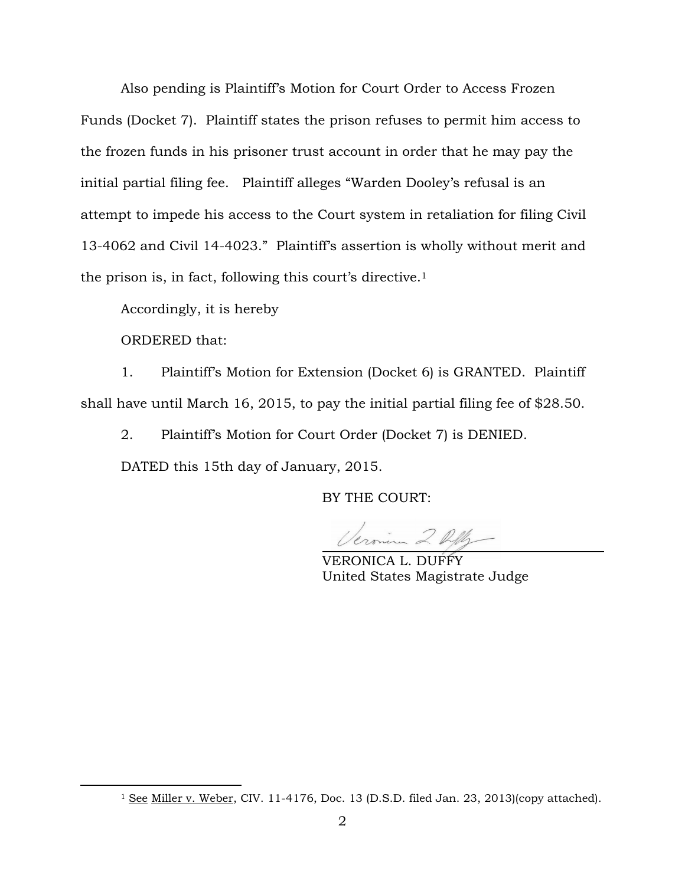Also pending is Plaintiff's Motion for Court Order to Access Frozen Funds (Docket 7). Plaintiff states the prison refuses to permit him access to the frozen funds in his prisoner trust account in order that he may pay the initial partial filing fee. Plaintiff alleges "Warden Dooley's refusal is an attempt to impede his access to the Court system in retaliation for filing Civil 13-4062 and Civil 14-4023." Plaintiff's assertion is wholly without merit and the prison is, in fact, following this court's directive.[1]

Accordingly, it is hereby

ORDERED that:

1. Plaintiff's Motion for Extension (Docket 6) is GRANTED. Plaintiff shall have until March 16, 2015, to pay the initial partial filing fee of $28.50.

2. Plaintiff's Motion for Court Order (Docket 7) is DENIED.

DATED this 15th day of January, 2015.

BY THE COURT:

VERONICA L. DUFFY
United States Magistrate Judge

---

[1] See Miller v. Weber, CIV. 11-4176, Doc. 13 (D.S.D. filed Jan. 23, 2013)(copy attached).